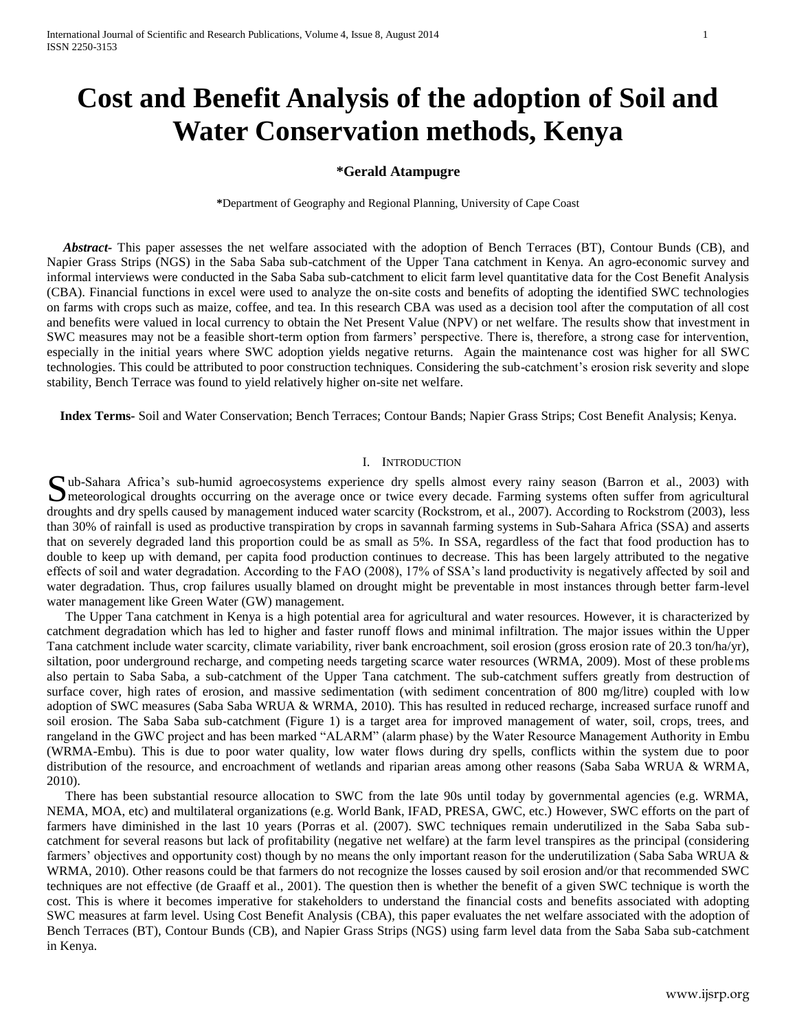# Cost and Benefit Analysis of the adoption of Soil and Water Conservation methods, Kenya

**\*Gerald Atampugre**

**\***Department of Geography and Regional Planning, University of Cape Coast

***Abstract-*** This paper assesses the net welfare associated with the adoption of Bench Terraces (BT), Contour Bunds (CB), and Napier Grass Strips (NGS) in the Saba Saba sub-catchment of the Upper Tana catchment in Kenya. An agro-economic survey and informal interviews were conducted in the Saba Saba sub-catchment to elicit farm level quantitative data for the Cost Benefit Analysis (CBA). Financial functions in excel were used to analyze the on-site costs and benefits of adopting the identified SWC technologies on farms with crops such as maize, coffee, and tea. In this research CBA was used as a decision tool after the computation of all cost and benefits were valued in local currency to obtain the Net Present Value (NPV) or net welfare. The results show that investment in SWC measures may not be a feasible short-term option from farmers' perspective. There is, therefore, a strong case for intervention, especially in the initial years where SWC adoption yields negative returns. Again the maintenance cost was higher for all SWC technologies. This could be attributed to poor construction techniques. Considering the sub-catchment's erosion risk severity and slope stability, Bench Terrace was found to yield relatively higher on-site net welfare.

***Index Terms-*** Soil and Water Conservation; Bench Terraces; Contour Bands; Napier Grass Strips; Cost Benefit Analysis; Kenya.

## I. Introduction

Sub-Sahara Africa's sub-humid agroecosystems experience dry spells almost every rainy season (Barron et al., 2003) with meteorological droughts occurring on the average once or twice every decade. Farming systems often suffer from agricultural droughts and dry spells caused by management induced water scarcity (Rockstrom, et al., 2007). According to Rockstrom (2003), less than 30% of rainfall is used as productive transpiration by crops in savannah farming systems in Sub-Sahara Africa (SSA) and asserts that on severely degraded land this proportion could be as small as 5%. In SSA, regardless of the fact that food production has to double to keep up with demand, per capita food production continues to decrease. This has been largely attributed to the negative effects of soil and water degradation. According to the FAO (2008), 17% of SSA's land productivity is negatively affected by soil and water degradation. Thus, crop failures usually blamed on drought might be preventable in most instances through better farm-level water management like Green Water (GW) management.

The Upper Tana catchment in Kenya is a high potential area for agricultural and water resources. However, it is characterized by catchment degradation which has led to higher and faster runoff flows and minimal infiltration. The major issues within the Upper Tana catchment include water scarcity, climate variability, river bank encroachment, soil erosion (gross erosion rate of 20.3 ton/ha/yr), siltation, poor underground recharge, and competing needs targeting scarce water resources (WRMA, 2009). Most of these problems also pertain to Saba Saba, a sub-catchment of the Upper Tana catchment. The sub-catchment suffers greatly from destruction of surface cover, high rates of erosion, and massive sedimentation (with sediment concentration of 800 mg/litre) coupled with low adoption of SWC measures (Saba Saba WRUA & WRMA, 2010). This has resulted in reduced recharge, increased surface runoff and soil erosion. The Saba Saba sub-catchment (Figure 1) is a target area for improved management of water, soil, crops, trees, and rangeland in the GWC project and has been marked "ALARM" (alarm phase) by the Water Resource Management Authority in Embu (WRMA-Embu). This is due to poor water quality, low water flows during dry spells, conflicts within the system due to poor distribution of the resource, and encroachment of wetlands and riparian areas among other reasons (Saba Saba WRUA & WRMA, 2010).

There has been substantial resource allocation to SWC from the late 90s until today by governmental agencies (e.g. WRMA, NEMA, MOA, etc) and multilateral organizations (e.g. World Bank, IFAD, PRESA, GWC, etc.) However, SWC efforts on the part of farmers have diminished in the last 10 years (Porras et al. (2007). SWC techniques remain underutilized in the Saba Saba sub-catchment for several reasons but lack of profitability (negative net welfare) at the farm level transpires as the principal (considering farmers' objectives and opportunity cost) though by no means the only important reason for the underutilization (Saba Saba WRUA & WRMA, 2010). Other reasons could be that farmers do not recognize the losses caused by soil erosion and/or that recommended SWC techniques are not effective (de Graaff et al., 2001). The question then is whether the benefit of a given SWC technique is worth the cost. This is where it becomes imperative for stakeholders to understand the financial costs and benefits associated with adopting SWC measures at farm level. Using Cost Benefit Analysis (CBA), this paper evaluates the net welfare associated with the adoption of Bench Terraces (BT), Contour Bunds (CB), and Napier Grass Strips (NGS) using farm level data from the Saba Saba sub-catchment in Kenya.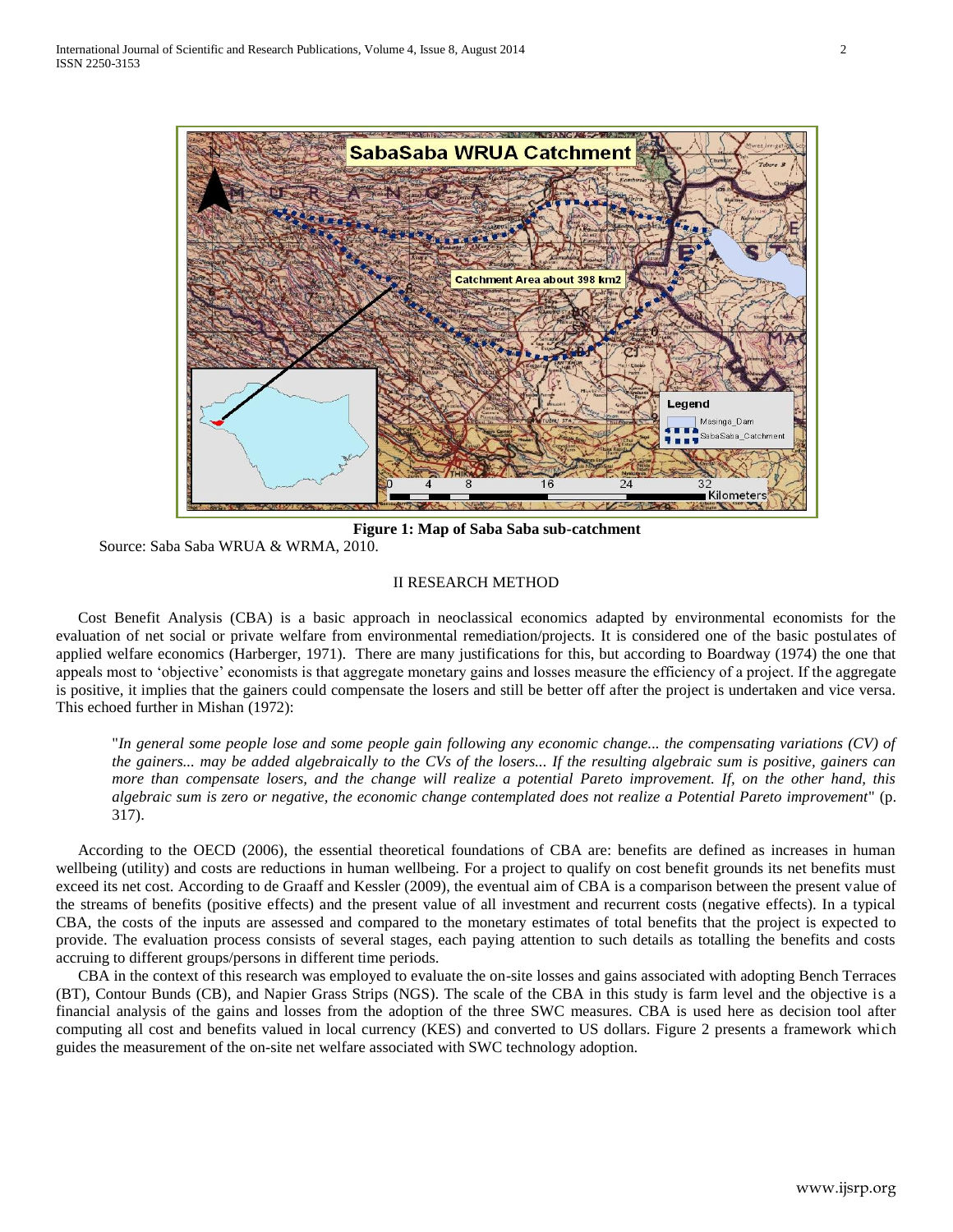**Figure 1: Map of Saba Saba sub-catchment**

Source: Saba Saba WRUA & WRMA, 2010.

## II RESEARCH METHOD

Cost Benefit Analysis (CBA) is a basic approach in neoclassical economics adapted by environmental economists for the evaluation of net social or private welfare from environmental remediation/projects. It is considered one of the basic postulates of applied welfare economics (Harberger, 1971). There are many justifications for this, but according to Boardway (1974) the one that appeals most to 'objective' economists is that aggregate monetary gains and losses measure the efficiency of a project. If the aggregate is positive, it implies that the gainers could compensate the losers and still be better off after the project is undertaken and vice versa. This echoed further in Mishan (1972):

> "*In general some people lose and some people gain following any economic change... the compensating variations (CV) of the gainers... may be added algebraically to the CVs of the losers... If the resulting algebraic sum is positive, gainers can more than compensate losers, and the change will realize a potential Pareto improvement. If, on the other hand, this algebraic sum is zero or negative, the economic change contemplated does not realize a Potential Pareto improvement*" (p. 317).

According to the OECD (2006), the essential theoretical foundations of CBA are: benefits are defined as increases in human wellbeing (utility) and costs are reductions in human wellbeing. For a project to qualify on cost benefit grounds its net benefits must exceed its net cost. According to de Graaff and Kessler (2009), the eventual aim of CBA is a comparison between the present value of the streams of benefits (positive effects) and the present value of all investment and recurrent costs (negative effects). In a typical CBA, the costs of the inputs are assessed and compared to the monetary estimates of total benefits that the project is expected to provide. The evaluation process consists of several stages, each paying attention to such details as totalling the benefits and costs accruing to different groups/persons in different time periods.

CBA in the context of this research was employed to evaluate the on-site losses and gains associated with adopting Bench Terraces (BT), Contour Bunds (CB), and Napier Grass Strips (NGS). The scale of the CBA in this study is farm level and the objective is a financial analysis of the gains and losses from the adoption of the three SWC measures. CBA is used here as decision tool after computing all cost and benefits valued in local currency (KES) and converted to US dollars. Figure 2 presents a framework which guides the measurement of the on-site net welfare associated with SWC technology adoption.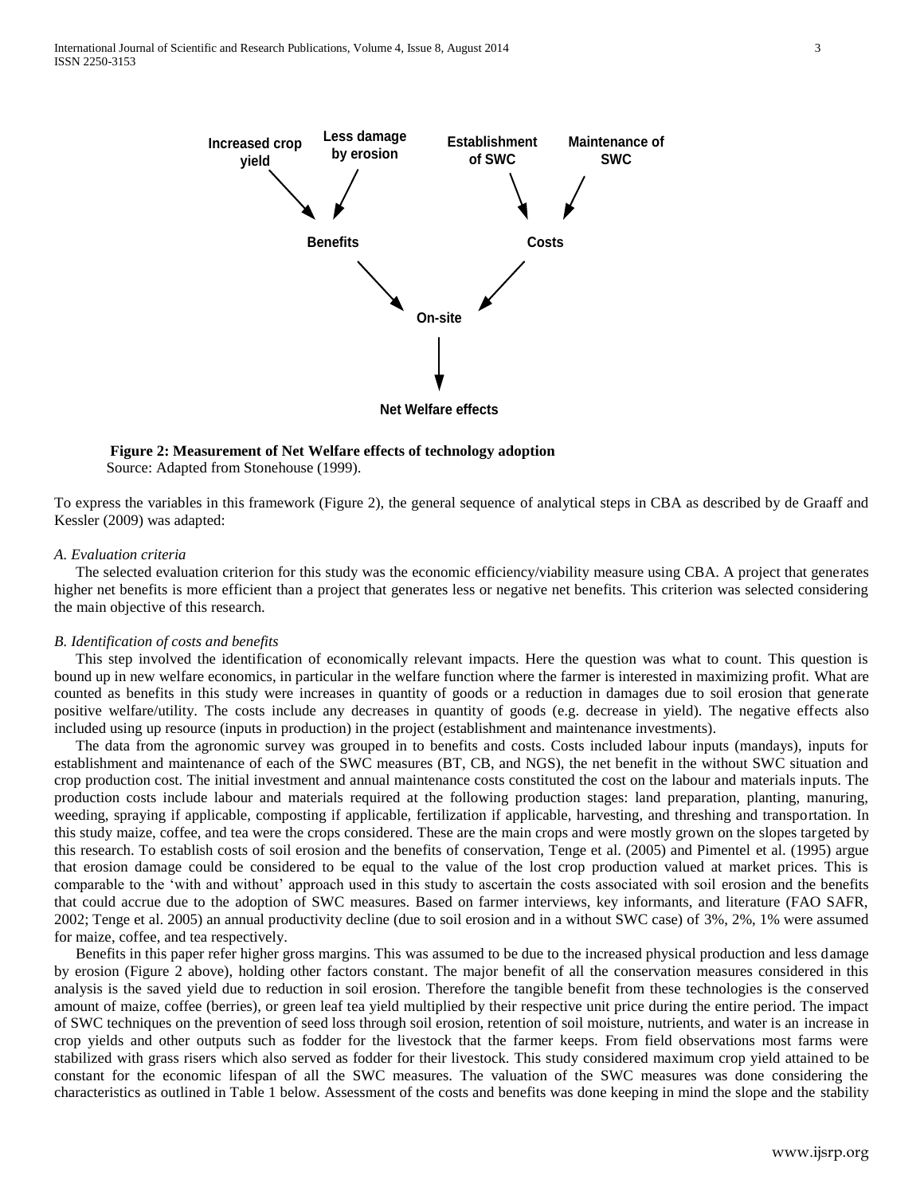**Figure 2: Measurement of Net Welfare effects of technology adoption**
Source: Adapted from Stonehouse (1999).

To express the variables in this framework (Figure 2), the general sequence of analytical steps in CBA as described by de Graaff and Kessler (2009) was adapted:

### *A. Evaluation criteria*

The selected evaluation criterion for this study was the economic efficiency/viability measure using CBA. A project that generates higher net benefits is more efficient than a project that generates less or negative net benefits. This criterion was selected considering the main objective of this research.

### *B. Identification of costs and benefits*

This step involved the identification of economically relevant impacts. Here the question was what to count. This question is bound up in new welfare economics, in particular in the welfare function where the farmer is interested in maximizing profit. What are counted as benefits in this study were increases in quantity of goods or a reduction in damages due to soil erosion that generate positive welfare/utility. The costs include any decreases in quantity of goods (e.g. decrease in yield). The negative effects also included using up resource (inputs in production) in the project (establishment and maintenance investments).

The data from the agronomic survey was grouped in to benefits and costs. Costs included labour inputs (mandays), inputs for establishment and maintenance of each of the SWC measures (BT, CB, and NGS), the net benefit in the without SWC situation and crop production cost. The initial investment and annual maintenance costs constituted the cost on the labour and materials inputs. The production costs include labour and materials required at the following production stages: land preparation, planting, manuring, weeding, spraying if applicable, composting if applicable, fertilization if applicable, harvesting, and threshing and transportation. In this study maize, coffee, and tea were the crops considered. These are the main crops and were mostly grown on the slopes targeted by this research. To establish costs of soil erosion and the benefits of conservation, Tenge et al. (2005) and Pimentel et al. (1995) argue that erosion damage could be considered to be equal to the value of the lost crop production valued at market prices. This is comparable to the 'with and without' approach used in this study to ascertain the costs associated with soil erosion and the benefits that could accrue due to the adoption of SWC measures. Based on farmer interviews, key informants, and literature (FAO SAFR, 2002; Tenge et al. 2005) an annual productivity decline (due to soil erosion and in a without SWC case) of 3%, 2%, 1% were assumed for maize, coffee, and tea respectively.

Benefits in this paper refer higher gross margins. This was assumed to be due to the increased physical production and less damage by erosion (Figure 2 above), holding other factors constant. The major benefit of all the conservation measures considered in this analysis is the saved yield due to reduction in soil erosion. Therefore the tangible benefit from these technologies is the conserved amount of maize, coffee (berries), or green leaf tea yield multiplied by their respective unit price during the entire period. The impact of SWC techniques on the prevention of seed loss through soil erosion, retention of soil moisture, nutrients, and water is an increase in crop yields and other outputs such as fodder for the livestock that the farmer keeps. From field observations most farms were stabilized with grass risers which also served as fodder for their livestock. This study considered maximum crop yield attained to be constant for the economic lifespan of all the SWC measures. The valuation of the SWC measures was done considering the characteristics as outlined in Table 1 below. Assessment of the costs and benefits was done keeping in mind the slope and the stability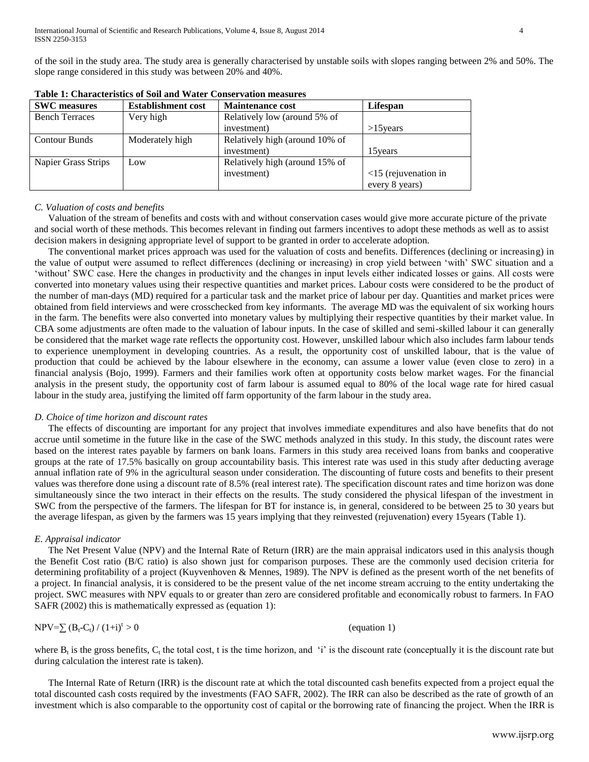of the soil in the study area. The study area is generally characterised by unstable soils with slopes ranging between 2% and 50%. The slope range considered in this study was between 20% and 40%.

**Table 1: Characteristics of Soil and Water Conservation measures**

| SWC measures | Establishment cost | Maintenance cost | Lifespan |
|---|---|---|---|
| Bench Terraces | Very high | Relatively low (around 5% of investment) | >15years |
| Contour Bunds | Moderately high | Relatively high (around 10% of investment) | 15years |
| Napier Grass Strips | Low | Relatively high (around 15% of investment) | <15 (rejuvenation in every 8 years) |

### *C. Valuation of costs and benefits*

Valuation of the stream of benefits and costs with and without conservation cases would give more accurate picture of the private and social worth of these methods. This becomes relevant in finding out farmers incentives to adopt these methods as well as to assist decision makers in designing appropriate level of support to be granted in order to accelerate adoption.

The conventional market prices approach was used for the valuation of costs and benefits. Differences (declining or increasing) in the value of output were assumed to reflect differences (declining or increasing) in crop yield between 'with' SWC situation and a 'without' SWC case. Here the changes in productivity and the changes in input levels either indicated losses or gains. All costs were converted into monetary values using their respective quantities and market prices. Labour costs were considered to be the product of the number of man-days (MD) required for a particular task and the market price of labour per day. Quantities and market prices were obtained from field interviews and were crosschecked from key informants. The average MD was the equivalent of six working hours in the farm. The benefits were also converted into monetary values by multiplying their respective quantities by their market value. In CBA some adjustments are often made to the valuation of labour inputs. In the case of skilled and semi-skilled labour it can generally be considered that the market wage rate reflects the opportunity cost. However, unskilled labour which also includes farm labour tends to experience unemployment in developing countries. As a result, the opportunity cost of unskilled labour, that is the value of production that could be achieved by the labour elsewhere in the economy, can assume a lower value (even close to zero) in a financial analysis (Bojo, 1999). Farmers and their families work often at opportunity costs below market wages. For the financial analysis in the present study, the opportunity cost of farm labour is assumed equal to 80% of the local wage rate for hired casual labour in the study area, justifying the limited off farm opportunity of the farm labour in the study area.

### *D. Choice of time horizon and discount rates*

The effects of discounting are important for any project that involves immediate expenditures and also have benefits that do not accrue until sometime in the future like in the case of the SWC methods analyzed in this study. In this study, the discount rates were based on the interest rates payable by farmers on bank loans. Farmers in this study area received loans from banks and cooperative groups at the rate of 17.5% basically on group accountability basis. This interest rate was used in this study after deducting average annual inflation rate of 9% in the agricultural season under consideration. The discounting of future costs and benefits to their present values was therefore done using a discount rate of 8.5% (real interest rate). The specification discount rates and time horizon was done simultaneously since the two interact in their effects on the results. The study considered the physical lifespan of the investment in SWC from the perspective of the farmers. The lifespan for BT for instance is, in general, considered to be between 25 to 30 years but the average lifespan, as given by the farmers was 15 years implying that they reinvested (rejuvenation) every 15years (Table 1).

### *E. Appraisal indicator*

The Net Present Value (NPV) and the Internal Rate of Return (IRR) are the main appraisal indicators used in this analysis though the Benefit Cost ratio (B/C ratio) is also shown just for comparison purposes. These are the commonly used decision criteria for determining profitability of a project (Kuyvenhoven & Mennes, 1989). The NPV is defined as the present worth of the net benefits of a project. In financial analysis, it is considered to be the present value of the net income stream accruing to the entity undertaking the project. SWC measures with NPV equals to or greater than zero are considered profitable and economically robust to farmers. In FAO SAFR (2002) this is mathematically expressed as (equation 1):

$$NPV=\sum (B_t-C_t) / (1+i)^t > 0 \qquad \text{(equation 1)}$$

where $B_t$ is the gross benefits, $C_t$ the total cost, t is the time horizon, and 'i' is the discount rate (conceptually it is the discount rate but during calculation the interest rate is taken).

The Internal Rate of Return (IRR) is the discount rate at which the total discounted cash benefits expected from a project equal the total discounted cash costs required by the investments (FAO SAFR, 2002). The IRR can also be described as the rate of growth of an investment which is also comparable to the opportunity cost of capital or the borrowing rate of financing the project. When the IRR is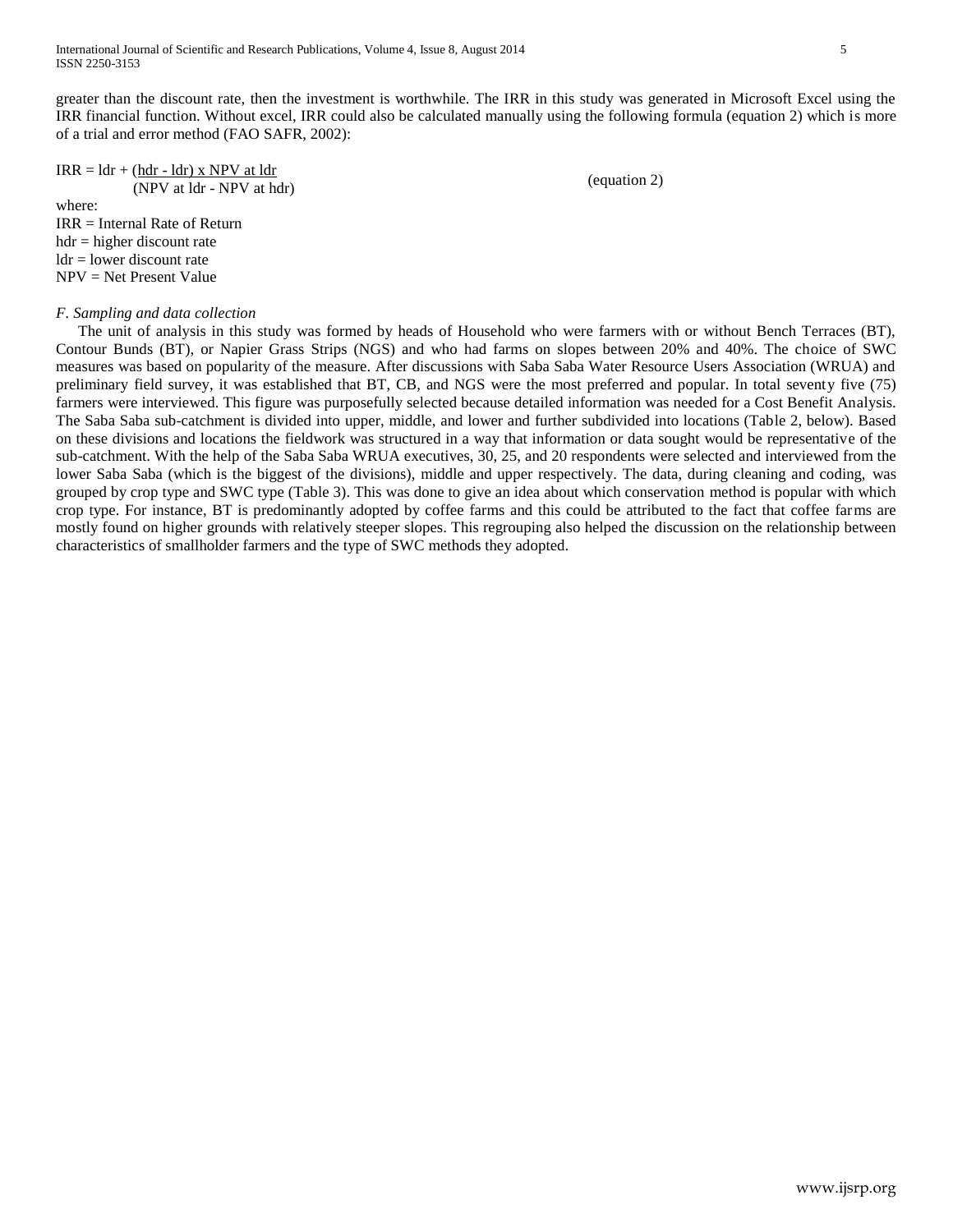greater than the discount rate, then the investment is worthwhile. The IRR in this study was generated in Microsoft Excel using the IRR financial function. Without excel, IRR could also be calculated manually using the following formula (equation 2) which is more of a trial and error method (FAO SAFR, 2002):

$$IRR = ldr + \frac{(hdr - ldr) \times NPV \text{ at } ldr}{(NPV \text{ at } ldr - NPV \text{ at } hdr)} \quad \text{(equation 2)}$$

where:
IRR = Internal Rate of Return
hdr = higher discount rate
ldr = lower discount rate
NPV = Net Present Value

*F. Sampling and data collection*

The unit of analysis in this study was formed by heads of Household who were farmers with or without Bench Terraces (BT), Contour Bunds (BT), or Napier Grass Strips (NGS) and who had farms on slopes between 20% and 40%. The choice of SWC measures was based on popularity of the measure. After discussions with Saba Saba Water Resource Users Association (WRUA) and preliminary field survey, it was established that BT, CB, and NGS were the most preferred and popular. In total seventy five (75) farmers were interviewed. This figure was purposefully selected because detailed information was needed for a Cost Benefit Analysis. The Saba Saba sub-catchment is divided into upper, middle, and lower and further subdivided into locations (Table 2, below). Based on these divisions and locations the fieldwork was structured in a way that information or data sought would be representative of the sub-catchment. With the help of the Saba Saba WRUA executives, 30, 25, and 20 respondents were selected and interviewed from the lower Saba Saba (which is the biggest of the divisions), middle and upper respectively. The data, during cleaning and coding, was grouped by crop type and SWC type (Table 3). This was done to give an idea about which conservation method is popular with which crop type. For instance, BT is predominantly adopted by coffee farms and this could be attributed to the fact that coffee farms are mostly found on higher grounds with relatively steeper slopes. This regrouping also helped the discussion on the relationship between characteristics of smallholder farmers and the type of SWC methods they adopted.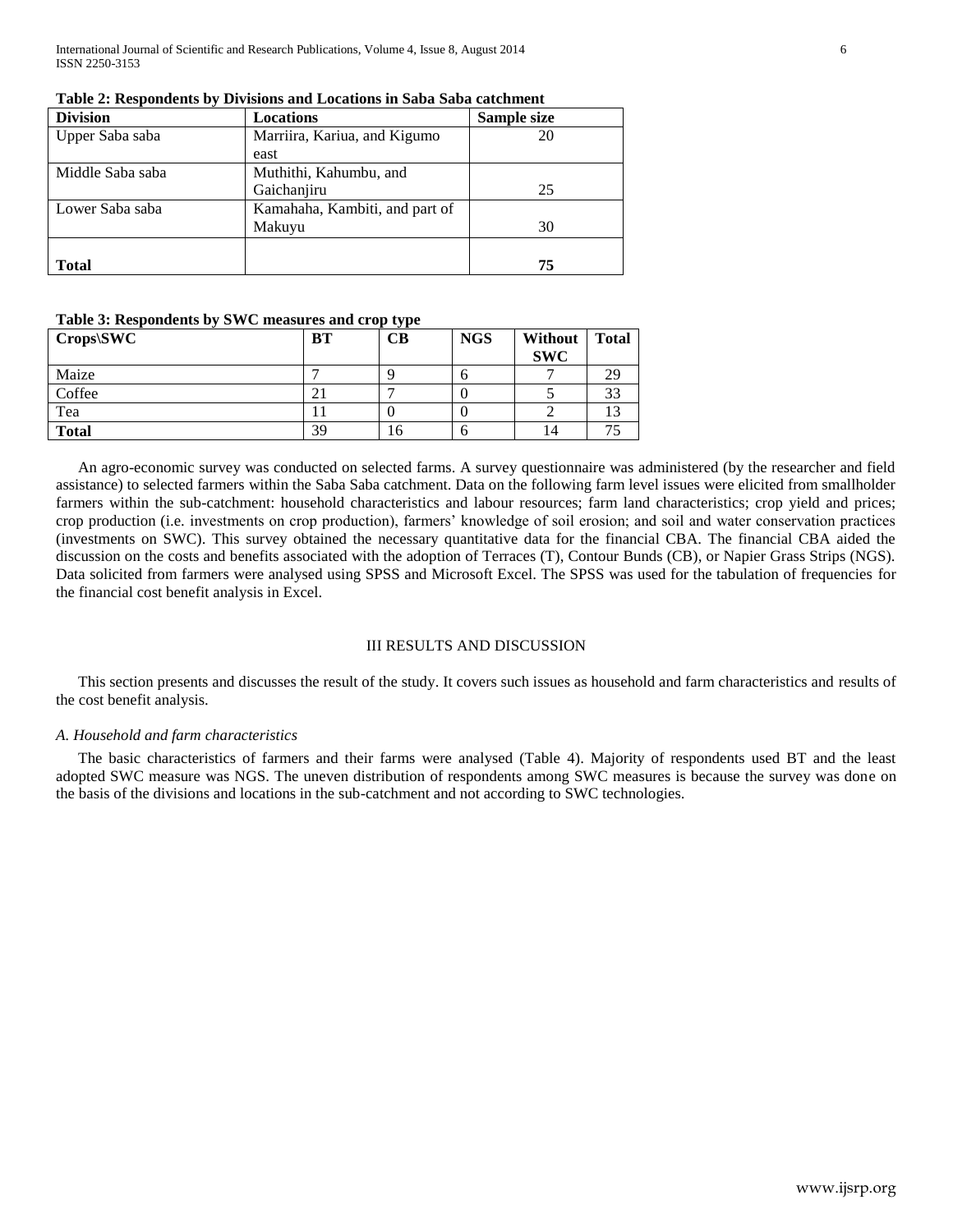**Table 2: Respondents by Divisions and Locations in Saba Saba catchment**

| Division | Locations | Sample size |
|---|---|---|
| Upper Saba saba | Marriira, Kariua, and Kigumo east | 20 |
| Middle Saba saba | Muthithi, Kahumbu, and Gaichanjiru | 25 |
| Lower Saba saba | Kamahaha, Kambiti, and part of Makuyu | 30 |
| **Total** | | **75** |

**Table 3: Respondents by SWC measures and crop type**

| Crops\SWC | BT | CB | NGS | Without SWC | Total |
|---|---|---|---|---|---|
| Maize | 7 | 9 | 6 | 7 | 29 |
| Coffee | 21 | 7 | 0 | 5 | 33 |
| Tea | 11 | 0 | 0 | 2 | 13 |
| **Total** | 39 | 16 | 6 | 14 | 75 |

An agro-economic survey was conducted on selected farms. A survey questionnaire was administered (by the researcher and field assistance) to selected farmers within the Saba Saba catchment. Data on the following farm level issues were elicited from smallholder farmers within the sub-catchment: household characteristics and labour resources; farm land characteristics; crop yield and prices; crop production (i.e. investments on crop production), farmers' knowledge of soil erosion; and soil and water conservation practices (investments on SWC). This survey obtained the necessary quantitative data for the financial CBA. The financial CBA aided the discussion on the costs and benefits associated with the adoption of Terraces (T), Contour Bunds (CB), or Napier Grass Strips (NGS). Data solicited from farmers were analysed using SPSS and Microsoft Excel. The SPSS was used for the tabulation of frequencies for the financial cost benefit analysis in Excel.

## III RESULTS AND DISCUSSION

This section presents and discusses the result of the study. It covers such issues as household and farm characteristics and results of the cost benefit analysis.

### *A. Household and farm characteristics*

The basic characteristics of farmers and their farms were analysed (Table 4). Majority of respondents used BT and the least adopted SWC measure was NGS. The uneven distribution of respondents among SWC measures is because the survey was done on the basis of the divisions and locations in the sub-catchment and not according to SWC technologies.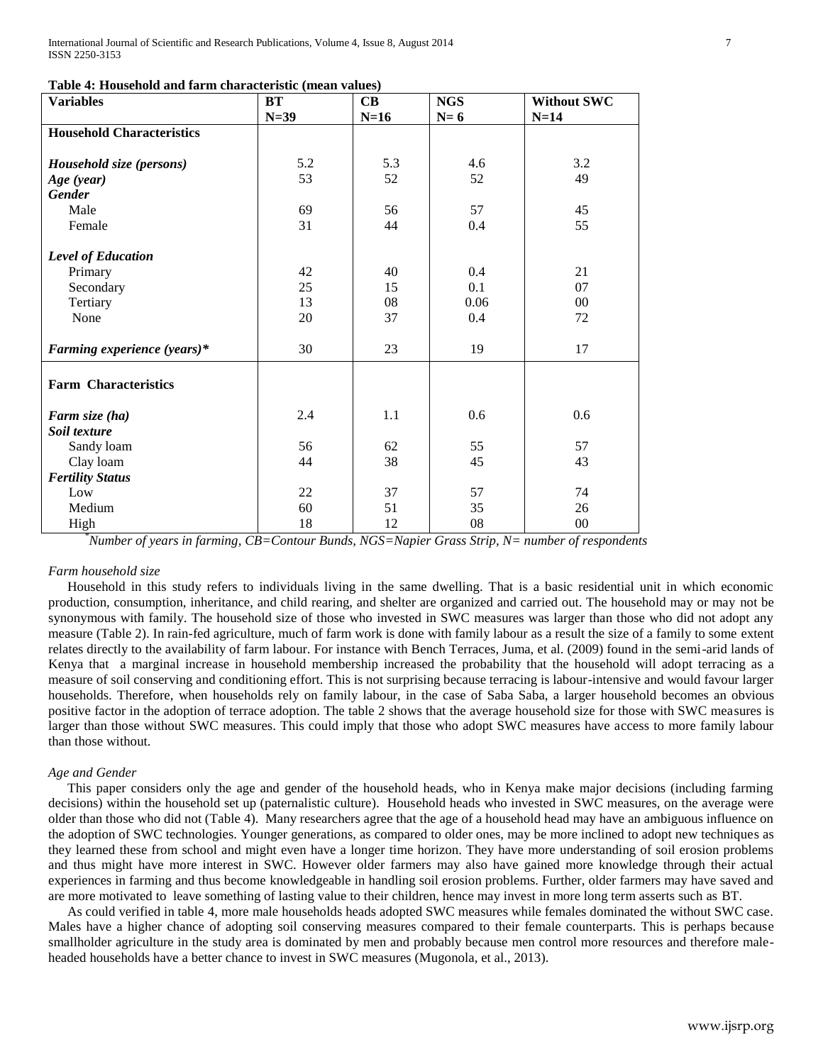**Table 4: Household and farm characteristic (mean values)**

| Variables | BT N=39 | CB N=16 | NGS N= 6 | Without SWC N=14 |
|---|---|---|---|---|
| **Household Characteristics** | | | | |
| ***Household size (persons)*** | 5.2 | 5.3 | 4.6 | 3.2 |
| ***Age (year)*** | 53 | 52 | 52 | 49 |
| ***Gender*** | | | | |
| Male | 69 | 56 | 57 | 45 |
| Female | 31 | 44 | 0.4 | 55 |
| ***Level of Education*** | | | | |
| Primary | 42 | 40 | 0.4 | 21 |
| Secondary | 25 | 15 | 0.1 | 07 |
| Tertiary | 13 | 08 | 0.06 | 00 |
| None | 20 | 37 | 0.4 | 72 |
| ***Farming experience (years)**** | 30 | 23 | 19 | 17 |
| **Farm Characteristics** | | | | |
| ***Farm size (ha)*** | 2.4 | 1.1 | 0.6 | 0.6 |
| ***Soil texture*** | | | | |
| Sandy loam | 56 | 62 | 55 | 57 |
| Clay loam | 44 | 38 | 45 | 43 |
| ***Fertility Status*** | | | | |
| Low | 22 | 37 | 57 | 74 |
| Medium | 60 | 51 | 35 | 26 |
| High | 18 | 12 | 08 | 00 |

*\*Number of years in farming, CB=Contour Bunds, NGS=Napier Grass Strip, N= number of respondents*

*Farm household size*

Household in this study refers to individuals living in the same dwelling. That is a basic residential unit in which economic production, consumption, inheritance, and child rearing, and shelter are organized and carried out. The household may or may not be synonymous with family. The household size of those who invested in SWC measures was larger than those who did not adopt any measure (Table 2). In rain-fed agriculture, much of farm work is done with family labour as a result the size of a family to some extent relates directly to the availability of farm labour. For instance with Bench Terraces, Juma, et al. (2009) found in the semi-arid lands of Kenya that a marginal increase in household membership increased the probability that the household will adopt terracing as a measure of soil conserving and conditioning effort. This is not surprising because terracing is labour-intensive and would favour larger households. Therefore, when households rely on family labour, in the case of Saba Saba, a larger household becomes an obvious positive factor in the adoption of terrace adoption. The table 2 shows that the average household size for those with SWC measures is larger than those without SWC measures. This could imply that those who adopt SWC measures have access to more family labour than those without.

*Age and Gender*

This paper considers only the age and gender of the household heads, who in Kenya make major decisions (including farming decisions) within the household set up (paternalistic culture). Household heads who invested in SWC measures, on the average were older than those who did not (Table 4). Many researchers agree that the age of a household head may have an ambiguous influence on the adoption of SWC technologies. Younger generations, as compared to older ones, may be more inclined to adopt new techniques as they learned these from school and might even have a longer time horizon. They have more understanding of soil erosion problems and thus might have more interest in SWC. However older farmers may also have gained more knowledge through their actual experiences in farming and thus become knowledgeable in handling soil erosion problems. Further, older farmers may have saved and are more motivated to leave something of lasting value to their children, hence may invest in more long term asserts such as BT.

As could verified in table 4, more male households heads adopted SWC measures while females dominated the without SWC case. Males have a higher chance of adopting soil conserving measures compared to their female counterparts. This is perhaps because smallholder agriculture in the study area is dominated by men and probably because men control more resources and therefore male-headed households have a better chance to invest in SWC measures (Mugonola, et al., 2013).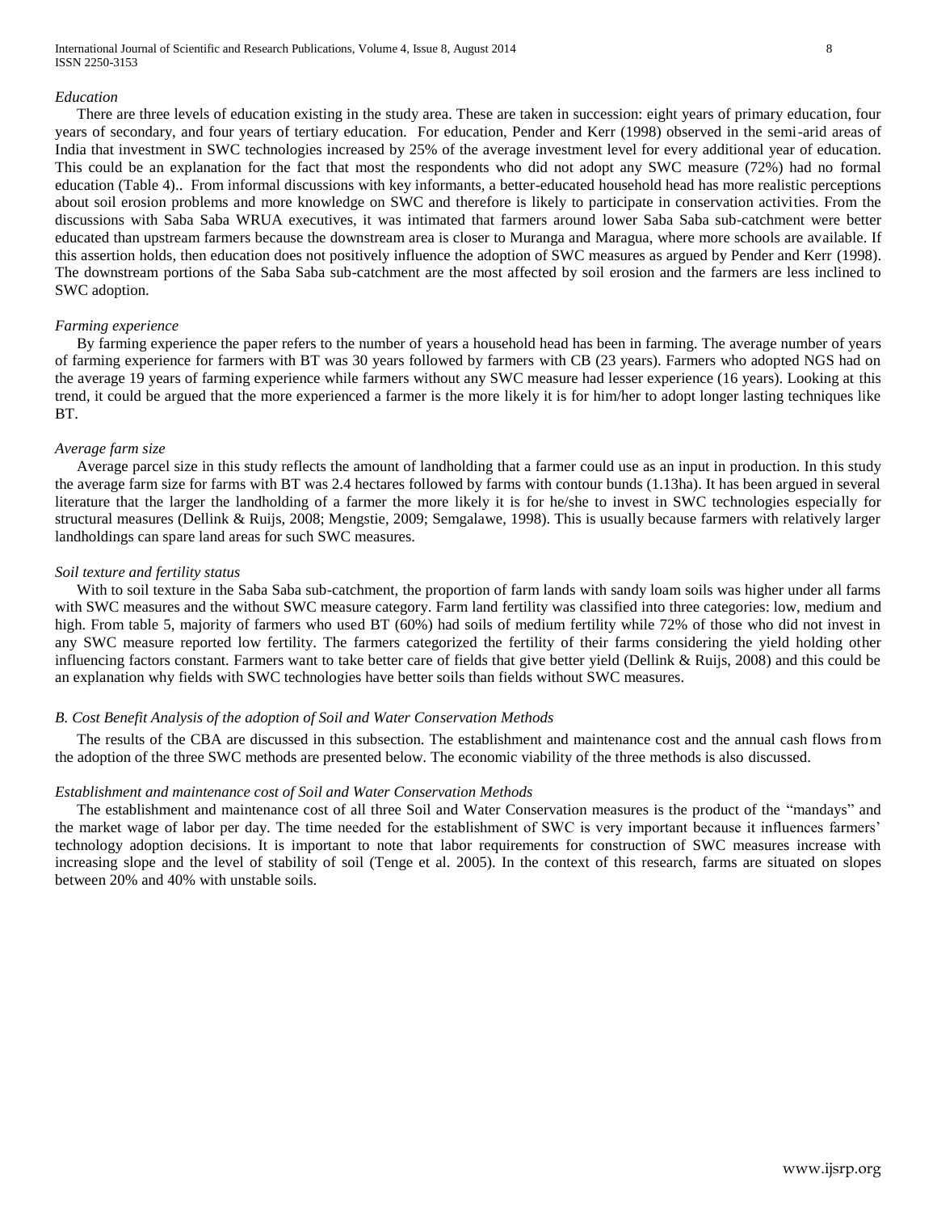*Education*

There are three levels of education existing in the study area. These are taken in succession: eight years of primary education, four years of secondary, and four years of tertiary education. For education, Pender and Kerr (1998) observed in the semi-arid areas of India that investment in SWC technologies increased by 25% of the average investment level for every additional year of education. This could be an explanation for the fact that most the respondents who did not adopt any SWC measure (72%) had no formal education (Table 4).. From informal discussions with key informants, a better-educated household head has more realistic perceptions about soil erosion problems and more knowledge on SWC and therefore is likely to participate in conservation activities. From the discussions with Saba Saba WRUA executives, it was intimated that farmers around lower Saba Saba sub-catchment were better educated than upstream farmers because the downstream area is closer to Muranga and Maragua, where more schools are available. If this assertion holds, then education does not positively influence the adoption of SWC measures as argued by Pender and Kerr (1998). The downstream portions of the Saba Saba sub-catchment are the most affected by soil erosion and the farmers are less inclined to SWC adoption.

*Farming experience*

By farming experience the paper refers to the number of years a household head has been in farming. The average number of years of farming experience for farmers with BT was 30 years followed by farmers with CB (23 years). Farmers who adopted NGS had on the average 19 years of farming experience while farmers without any SWC measure had lesser experience (16 years). Looking at this trend, it could be argued that the more experienced a farmer is the more likely it is for him/her to adopt longer lasting techniques like BT.

*Average farm size*

Average parcel size in this study reflects the amount of landholding that a farmer could use as an input in production. In this study the average farm size for farms with BT was 2.4 hectares followed by farms with contour bunds (1.13ha). It has been argued in several literature that the larger the landholding of a farmer the more likely it is for he/she to invest in SWC technologies especially for structural measures (Dellink & Ruijs, 2008; Mengstie, 2009; Semgalawe, 1998). This is usually because farmers with relatively larger landholdings can spare land areas for such SWC measures.

*Soil texture and fertility status*

With to soil texture in the Saba Saba sub-catchment, the proportion of farm lands with sandy loam soils was higher under all farms with SWC measures and the without SWC measure category. Farm land fertility was classified into three categories: low, medium and high. From table 5, majority of farmers who used BT (60%) had soils of medium fertility while 72% of those who did not invest in any SWC measure reported low fertility. The farmers categorized the fertility of their farms considering the yield holding other influencing factors constant. Farmers want to take better care of fields that give better yield (Dellink & Ruijs, 2008) and this could be an explanation why fields with SWC technologies have better soils than fields without SWC measures.

### *B. Cost Benefit Analysis of the adoption of Soil and Water Conservation Methods*

The results of the CBA are discussed in this subsection. The establishment and maintenance cost and the annual cash flows from the adoption of the three SWC methods are presented below. The economic viability of the three methods is also discussed.

*Establishment and maintenance cost of Soil and Water Conservation Methods*

The establishment and maintenance cost of all three Soil and Water Conservation measures is the product of the "mandays" and the market wage of labor per day. The time needed for the establishment of SWC is very important because it influences farmers' technology adoption decisions. It is important to note that labor requirements for construction of SWC measures increase with increasing slope and the level of stability of soil (Tenge et al. 2005). In the context of this research, farms are situated on slopes between 20% and 40% with unstable soils.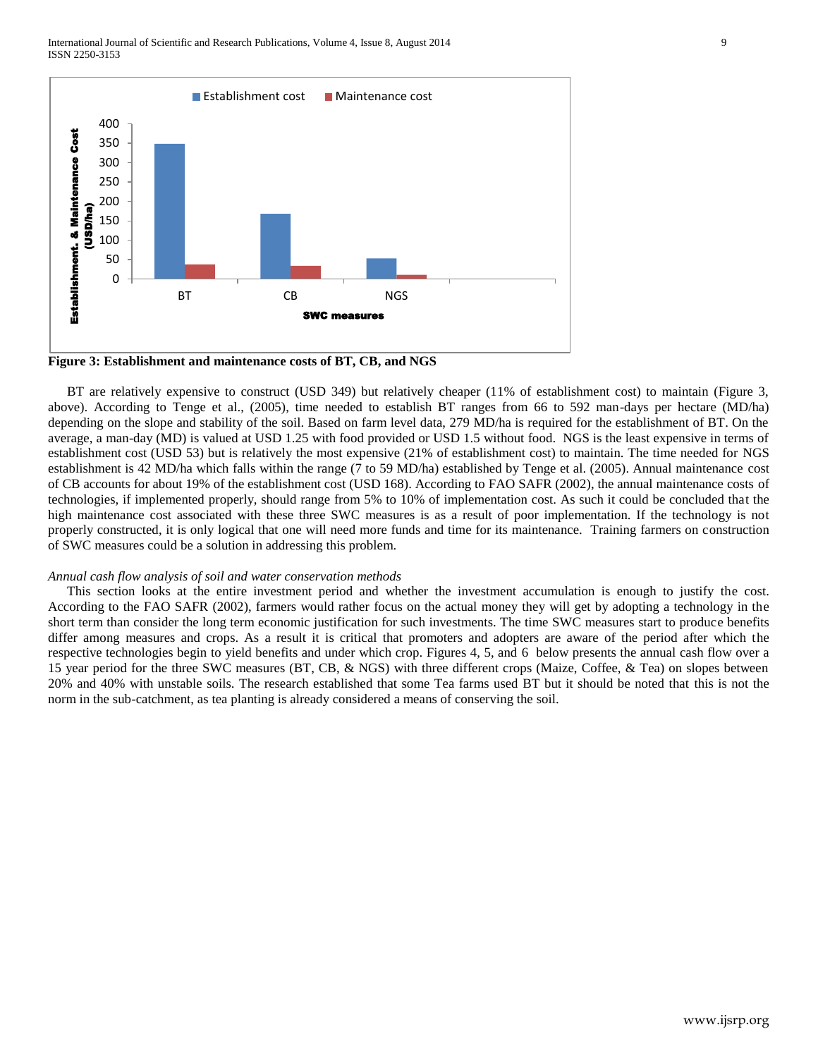**Figure 3: Establishment and maintenance costs of BT, CB, and NGS**

BT are relatively expensive to construct (USD 349) but relatively cheaper (11% of establishment cost) to maintain (Figure 3, above). According to Tenge et al., (2005), time needed to establish BT ranges from 66 to 592 man-days per hectare (MD/ha) depending on the slope and stability of the soil. Based on farm level data, 279 MD/ha is required for the establishment of BT. On the average, a man-day (MD) is valued at USD 1.25 with food provided or USD 1.5 without food. NGS is the least expensive in terms of establishment cost (USD 53) but is relatively the most expensive (21% of establishment cost) to maintain. The time needed for NGS establishment is 42 MD/ha which falls within the range (7 to 59 MD/ha) established by Tenge et al. (2005). Annual maintenance cost of CB accounts for about 19% of the establishment cost (USD 168). According to FAO SAFR (2002), the annual maintenance costs of technologies, if implemented properly, should range from 5% to 10% of implementation cost. As such it could be concluded that the high maintenance cost associated with these three SWC measures is as a result of poor implementation. If the technology is not properly constructed, it is only logical that one will need more funds and time for its maintenance. Training farmers on construction of SWC measures could be a solution in addressing this problem.

*Annual cash flow analysis of soil and water conservation methods*

This section looks at the entire investment period and whether the investment accumulation is enough to justify the cost. According to the FAO SAFR (2002), farmers would rather focus on the actual money they will get by adopting a technology in the short term than consider the long term economic justification for such investments. The time SWC measures start to produce benefits differ among measures and crops. As a result it is critical that promoters and adopters are aware of the period after which the respective technologies begin to yield benefits and under which crop. Figures 4, 5, and 6 below presents the annual cash flow over a 15 year period for the three SWC measures (BT, CB, & NGS) with three different crops (Maize, Coffee, & Tea) on slopes between 20% and 40% with unstable soils. The research established that some Tea farms used BT but it should be noted that this is not the norm in the sub-catchment, as tea planting is already considered a means of conserving the soil.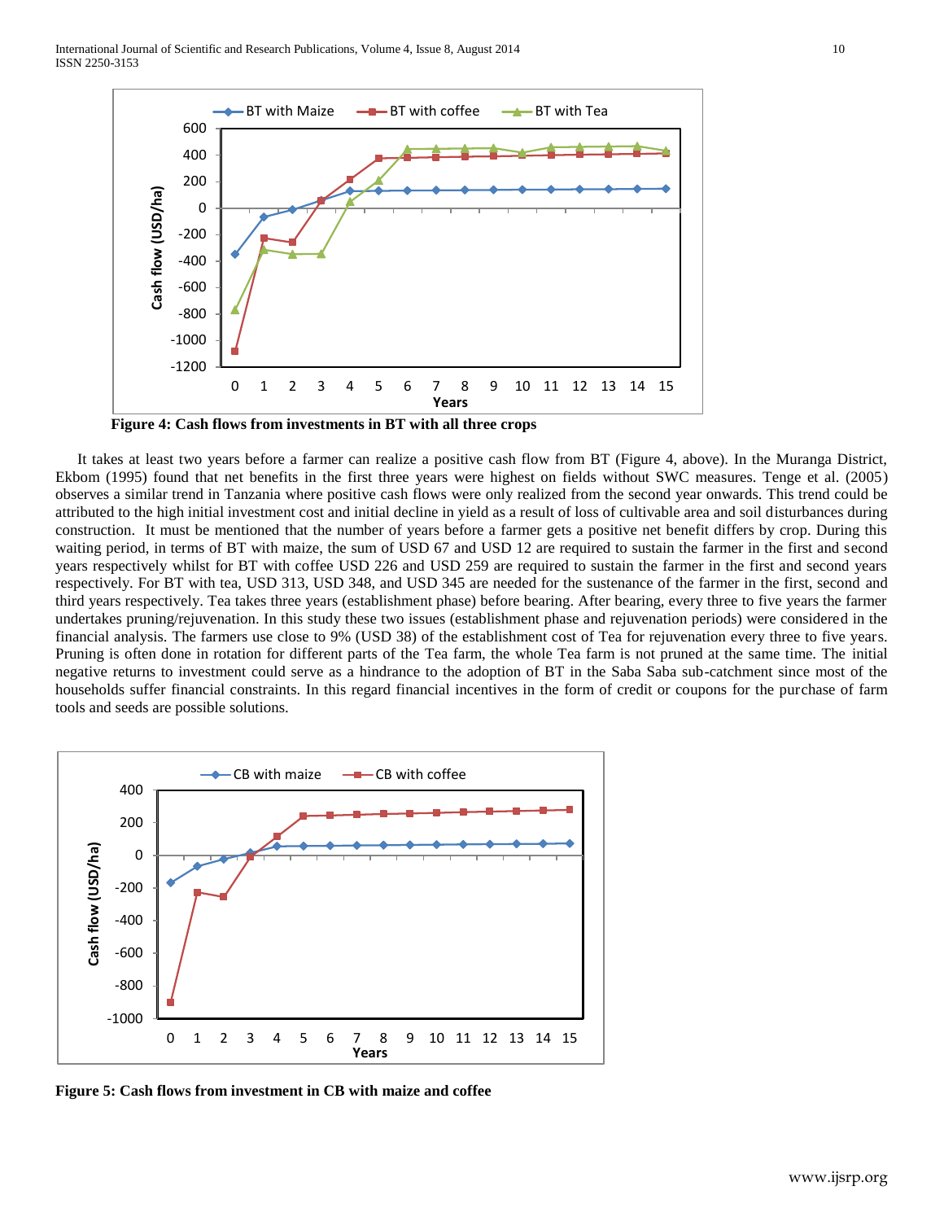Figure 4: Cash flows from investments in BT with all three crops

It takes at least two years before a farmer can realize a positive cash flow from BT (Figure 4, above). In the Muranga District, Ekbom (1995) found that net benefits in the first three years were highest on fields without SWC measures. Tenge et al. (2005) observes a similar trend in Tanzania where positive cash flows were only realized from the second year onwards. This trend could be attributed to the high initial investment cost and initial decline in yield as a result of loss of cultivable area and soil disturbances during construction. It must be mentioned that the number of years before a farmer gets a positive net benefit differs by crop. During this waiting period, in terms of BT with maize, the sum of USD 67 and USD 12 are required to sustain the farmer in the first and second years respectively whilst for BT with coffee USD 226 and USD 259 are required to sustain the farmer in the first and second years respectively. For BT with tea, USD 313, USD 348, and USD 345 are needed for the sustenance of the farmer in the first, second and third years respectively. Tea takes three years (establishment phase) before bearing. After bearing, every three to five years the farmer undertakes pruning/rejuvenation. In this study these two issues (establishment phase and rejuvenation periods) were considered in the financial analysis. The farmers use close to 9% (USD 38) of the establishment cost of Tea for rejuvenation every three to five years. Pruning is often done in rotation for different parts of the Tea farm, the whole Tea farm is not pruned at the same time. The initial negative returns to investment could serve as a hindrance to the adoption of BT in the Saba Saba sub-catchment since most of the households suffer financial constraints. In this regard financial incentives in the form of credit or coupons for the purchase of farm tools and seeds are possible solutions.

Figure 5: Cash flows from investment in CB with maize and coffee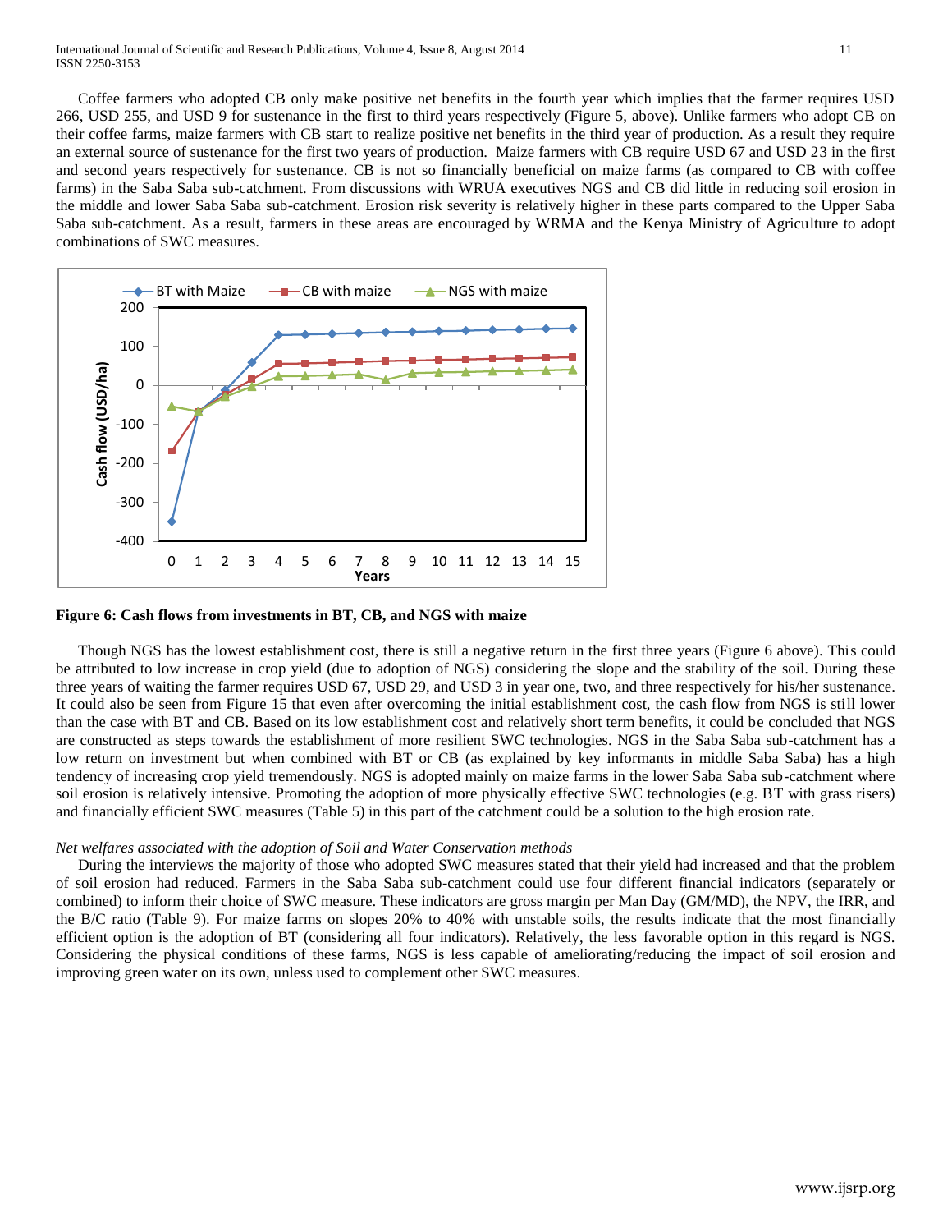Coffee farmers who adopted CB only make positive net benefits in the fourth year which implies that the farmer requires USD 266, USD 255, and USD 9 for sustenance in the first to third years respectively (Figure 5, above). Unlike farmers who adopt CB on their coffee farms, maize farmers with CB start to realize positive net benefits in the third year of production. As a result they require an external source of sustenance for the first two years of production. Maize farmers with CB require USD 67 and USD 23 in the first and second years respectively for sustenance. CB is not so financially beneficial on maize farms (as compared to CB with coffee farms) in the Saba Saba sub-catchment. From discussions with WRUA executives NGS and CB did little in reducing soil erosion in the middle and lower Saba Saba sub-catchment. Erosion risk severity is relatively higher in these parts compared to the Upper Saba Saba sub-catchment. As a result, farmers in these areas are encouraged by WRMA and the Kenya Ministry of Agriculture to adopt combinations of SWC measures.

**Figure 6: Cash flows from investments in BT, CB, and NGS with maize**

Though NGS has the lowest establishment cost, there is still a negative return in the first three years (Figure 6 above). This could be attributed to low increase in crop yield (due to adoption of NGS) considering the slope and the stability of the soil. During these three years of waiting the farmer requires USD 67, USD 29, and USD 3 in year one, two, and three respectively for his/her sustenance. It could also be seen from Figure 15 that even after overcoming the initial establishment cost, the cash flow from NGS is still lower than the case with BT and CB. Based on its low establishment cost and relatively short term benefits, it could be concluded that NGS are constructed as steps towards the establishment of more resilient SWC technologies. NGS in the Saba Saba sub-catchment has a low return on investment but when combined with BT or CB (as explained by key informants in middle Saba Saba) has a high tendency of increasing crop yield tremendously. NGS is adopted mainly on maize farms in the lower Saba Saba sub-catchment where soil erosion is relatively intensive. Promoting the adoption of more physically effective SWC technologies (e.g. BT with grass risers) and financially efficient SWC measures (Table 5) in this part of the catchment could be a solution to the high erosion rate.

*Net welfares associated with the adoption of Soil and Water Conservation methods*

During the interviews the majority of those who adopted SWC measures stated that their yield had increased and that the problem of soil erosion had reduced. Farmers in the Saba Saba sub-catchment could use four different financial indicators (separately or combined) to inform their choice of SWC measure. These indicators are gross margin per Man Day (GM/MD), the NPV, the IRR, and the B/C ratio (Table 9). For maize farms on slopes 20% to 40% with unstable soils, the results indicate that the most financially efficient option is the adoption of BT (considering all four indicators). Relatively, the less favorable option in this regard is NGS. Considering the physical conditions of these farms, NGS is less capable of ameliorating/reducing the impact of soil erosion and improving green water on its own, unless used to complement other SWC measures.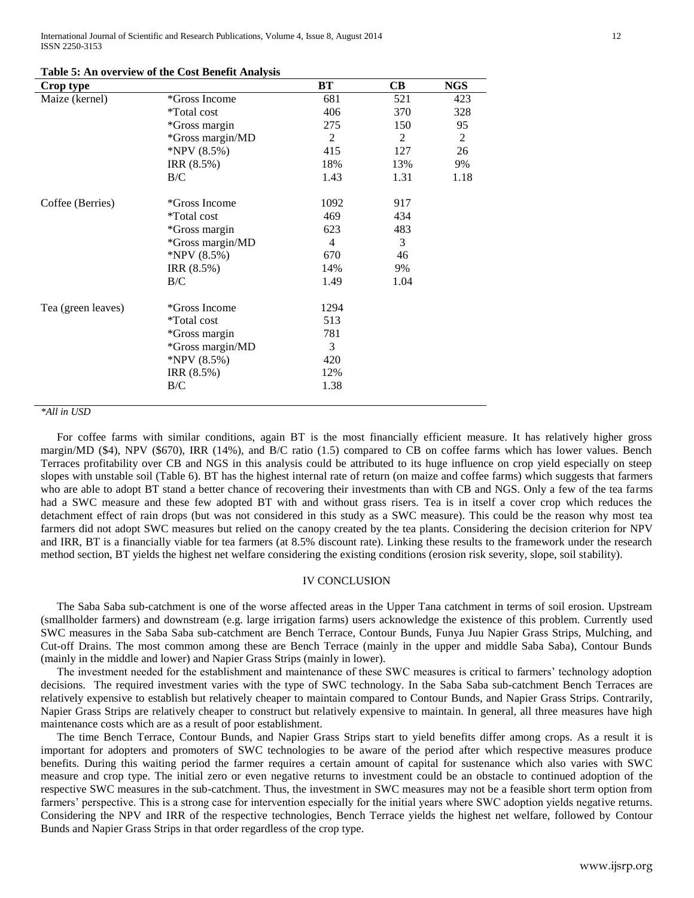**Table 5: An overview of the Cost Benefit Analysis**

| Crop type | | BT | CB | NGS |
|---|---|---|---|---|
| Maize (kernel) | *Gross Income | 681 | 521 | 423 |
| | *Total cost | 406 | 370 | 328 |
| | *Gross margin | 275 | 150 | 95 |
| | *Gross margin/MD | 2 | 2 | 2 |
| | *NPV (8.5%) | 415 | 127 | 26 |
| | IRR (8.5%) | 18% | 13% | 9% |
| | B/C | 1.43 | 1.31 | 1.18 |
| Coffee (Berries) | *Gross Income | 1092 | 917 | |
| | *Total cost | 469 | 434 | |
| | *Gross margin | 623 | 483 | |
| | *Gross margin/MD | 4 | 3 | |
| | *NPV (8.5%) | 670 | 46 | |
| | IRR (8.5%) | 14% | 9% | |
| | B/C | 1.49 | 1.04 | |
| Tea (green leaves) | *Gross Income | 1294 | | |
| | *Total cost | 513 | | |
| | *Gross margin | 781 | | |
| | *Gross margin/MD | 3 | | |
| | *NPV (8.5%) | 420 | | |
| | IRR (8.5%) | 12% | | |
| | B/C | 1.38 | | |

*\*All in USD*

For coffee farms with similar conditions, again BT is the most financially efficient measure. It has relatively higher gross margin/MD ($4), NPV ($670), IRR (14%), and B/C ratio (1.5) compared to CB on coffee farms which has lower values. Bench Terraces profitability over CB and NGS in this analysis could be attributed to its huge influence on crop yield especially on steep slopes with unstable soil (Table 6). BT has the highest internal rate of return (on maize and coffee farms) which suggests that farmers who are able to adopt BT stand a better chance of recovering their investments than with CB and NGS. Only a few of the tea farms had a SWC measure and these few adopted BT with and without grass risers. Tea is in itself a cover crop which reduces the detachment effect of rain drops (but was not considered in this study as a SWC measure). This could be the reason why most tea farmers did not adopt SWC measures but relied on the canopy created by the tea plants. Considering the decision criterion for NPV and IRR, BT is a financially viable for tea farmers (at 8.5% discount rate). Linking these results to the framework under the research method section, BT yields the highest net welfare considering the existing conditions (erosion risk severity, slope, soil stability).

## IV CONCLUSION

The Saba Saba sub-catchment is one of the worse affected areas in the Upper Tana catchment in terms of soil erosion. Upstream (smallholder farmers) and downstream (e.g. large irrigation farms) users acknowledge the existence of this problem. Currently used SWC measures in the Saba Saba sub-catchment are Bench Terrace, Contour Bunds, Funya Juu Napier Grass Strips, Mulching, and Cut-off Drains. The most common among these are Bench Terrace (mainly in the upper and middle Saba Saba), Contour Bunds (mainly in the middle and lower) and Napier Grass Strips (mainly in lower).

The investment needed for the establishment and maintenance of these SWC measures is critical to farmers' technology adoption decisions. The required investment varies with the type of SWC technology. In the Saba Saba sub-catchment Bench Terraces are relatively expensive to establish but relatively cheaper to maintain compared to Contour Bunds, and Napier Grass Strips. Contrarily, Napier Grass Strips are relatively cheaper to construct but relatively expensive to maintain. In general, all three measures have high maintenance costs which are as a result of poor establishment.

The time Bench Terrace, Contour Bunds, and Napier Grass Strips start to yield benefits differ among crops. As a result it is important for adopters and promoters of SWC technologies to be aware of the period after which respective measures produce benefits. During this waiting period the farmer requires a certain amount of capital for sustenance which also varies with SWC measure and crop type. The initial zero or even negative returns to investment could be an obstacle to continued adoption of the respective SWC measures in the sub-catchment. Thus, the investment in SWC measures may not be a feasible short term option from farmers' perspective. This is a strong case for intervention especially for the initial years where SWC adoption yields negative returns. Considering the NPV and IRR of the respective technologies, Bench Terrace yields the highest net welfare, followed by Contour Bunds and Napier Grass Strips in that order regardless of the crop type.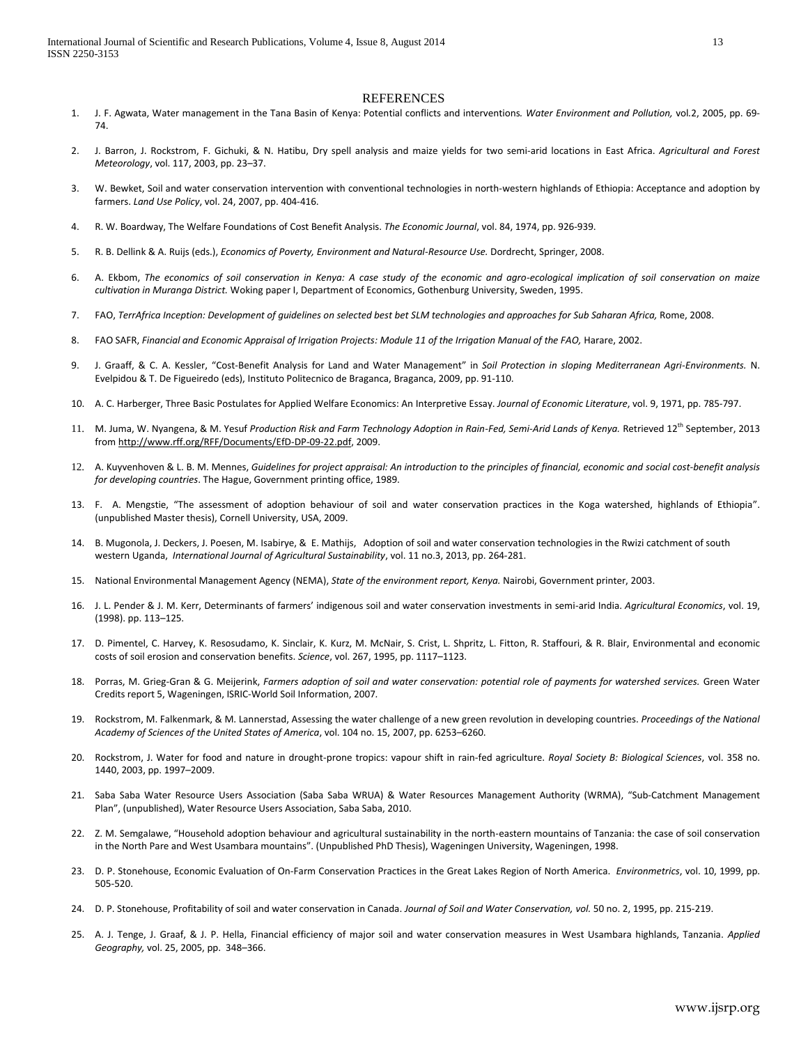## REFERENCES

1. J. F. Agwata, Water management in the Tana Basin of Kenya: Potential conflicts and interventions. *Water Environment and Pollution,* vol.2, 2005, pp. 69-74.
2. J. Barron, J. Rockstrom, F. Gichuki, & N. Hatibu, Dry spell analysis and maize yields for two semi-arid locations in East Africa. *Agricultural and Forest Meteorology*, vol. 117, 2003, pp. 23–37.
3. W. Bewket, Soil and water conservation intervention with conventional technologies in north-western highlands of Ethiopia: Acceptance and adoption by farmers. *Land Use Policy*, vol. 24, 2007, pp. 404-416.
4. R. W. Boardway, The Welfare Foundations of Cost Benefit Analysis. *The Economic Journal*, vol. 84, 1974, pp. 926-939.
5. R. B. Dellink & A. Ruijs (eds.), *Economics of Poverty, Environment and Natural-Resource Use.* Dordrecht, Springer, 2008.
6. A. Ekbom, *The economics of soil conservation in Kenya: A case study of the economic and agro-ecological implication of soil conservation on maize cultivation in Muranga District.* Woking paper I, Department of Economics, Gothenburg University, Sweden, 1995.
7. FAO, *TerrAfrica Inception: Development of guidelines on selected best bet SLM technologies and approaches for Sub Saharan Africa,* Rome, 2008.
8. FAO SAFR, *Financial and Economic Appraisal of Irrigation Projects: Module 11 of the Irrigation Manual of the FAO,* Harare, 2002.
9. J. Graaff, & C. A. Kessler, "Cost-Benefit Analysis for Land and Water Management" in *Soil Protection in sloping Mediterranean Agri-Environments.* N. Evelpidou & T. De Figueiredo (eds), Instituto Politecnico de Braganca, Braganca, 2009, pp. 91-110.
10. A. C. Harberger, Three Basic Postulates for Applied Welfare Economics: An Interpretive Essay. *Journal of Economic Literature*, vol. 9, 1971, pp. 785-797.
11. M. Juma, W. Nyangena, & M. Yesuf *Production Risk and Farm Technology Adoption in Rain-Fed, Semi-Arid Lands of Kenya.* Retrieved 12th September, 2013 from http://www.rff.org/RFF/Documents/EfD-DP-09-22.pdf, 2009.
12. A. Kuyvenhoven & L. B. M. Mennes, *Guidelines for project appraisal: An introduction to the principles of financial, economic and social cost-benefit analysis for developing countries*. The Hague, Government printing office, 1989.
13. F. A. Mengstie, "The assessment of adoption behaviour of soil and water conservation practices in the Koga watershed, highlands of Ethiopia". (unpublished Master thesis), Cornell University, USA, 2009.
14. B. Mugonola, J. Deckers, J. Poesen, M. Isabirye, & E. Mathijs, Adoption of soil and water conservation technologies in the Rwizi catchment of south western Uganda, *International Journal of Agricultural Sustainability*, vol. 11 no.3, 2013, pp. 264-281.
15. National Environmental Management Agency (NEMA), *State of the environment report, Kenya.* Nairobi, Government printer, 2003.
16. J. L. Pender & J. M. Kerr, Determinants of farmers' indigenous soil and water conservation investments in semi-arid India. *Agricultural Economics*, vol. 19, (1998). pp. 113–125.
17. D. Pimentel, C. Harvey, K. Resosudamo, K. Sinclair, K. Kurz, M. McNair, S. Crist, L. Shpritz, L. Fitton, R. Staffouri, & R. Blair, Environmental and economic costs of soil erosion and conservation benefits. *Science*, vol. 267, 1995, pp. 1117–1123.
18. Porras, M. Grieg-Gran & G. Meijerink, *Farmers adoption of soil and water conservation: potential role of payments for watershed services.* Green Water Credits report 5, Wageningen, ISRIC-World Soil Information, 2007.
19. Rockstrom, M. Falkenmark, & M. Lannerstad, Assessing the water challenge of a new green revolution in developing countries. *Proceedings of the National Academy of Sciences of the United States of America*, vol. 104 no. 15, 2007, pp. 6253–6260.
20. Rockstrom, J. Water for food and nature in drought-prone tropics: vapour shift in rain-fed agriculture. *Royal Society B: Biological Sciences*, vol. 358 no. 1440, 2003, pp. 1997–2009.
21. Saba Saba Water Resource Users Association (Saba Saba WRUA) & Water Resources Management Authority (WRMA), "Sub-Catchment Management Plan", (unpublished), Water Resource Users Association, Saba Saba, 2010.
22. Z. M. Semgalawe, "Household adoption behaviour and agricultural sustainability in the north-eastern mountains of Tanzania: the case of soil conservation in the North Pare and West Usambara mountains". (Unpublished PhD Thesis), Wageningen University, Wageningen, 1998.
23. D. P. Stonehouse, Economic Evaluation of On-Farm Conservation Practices in the Great Lakes Region of North America. *Environmetrics*, vol. 10, 1999, pp. 505-520.
24. D. P. Stonehouse, Profitability of soil and water conservation in Canada. *Journal of Soil and Water Conservation, vol.* 50 no. 2, 1995, pp. 215-219.
25. A. J. Tenge, J. Graaf, & J. P. Hella, Financial efficiency of major soil and water conservation measures in West Usambara highlands, Tanzania. *Applied Geography,* vol. 25, 2005, pp. 348–366.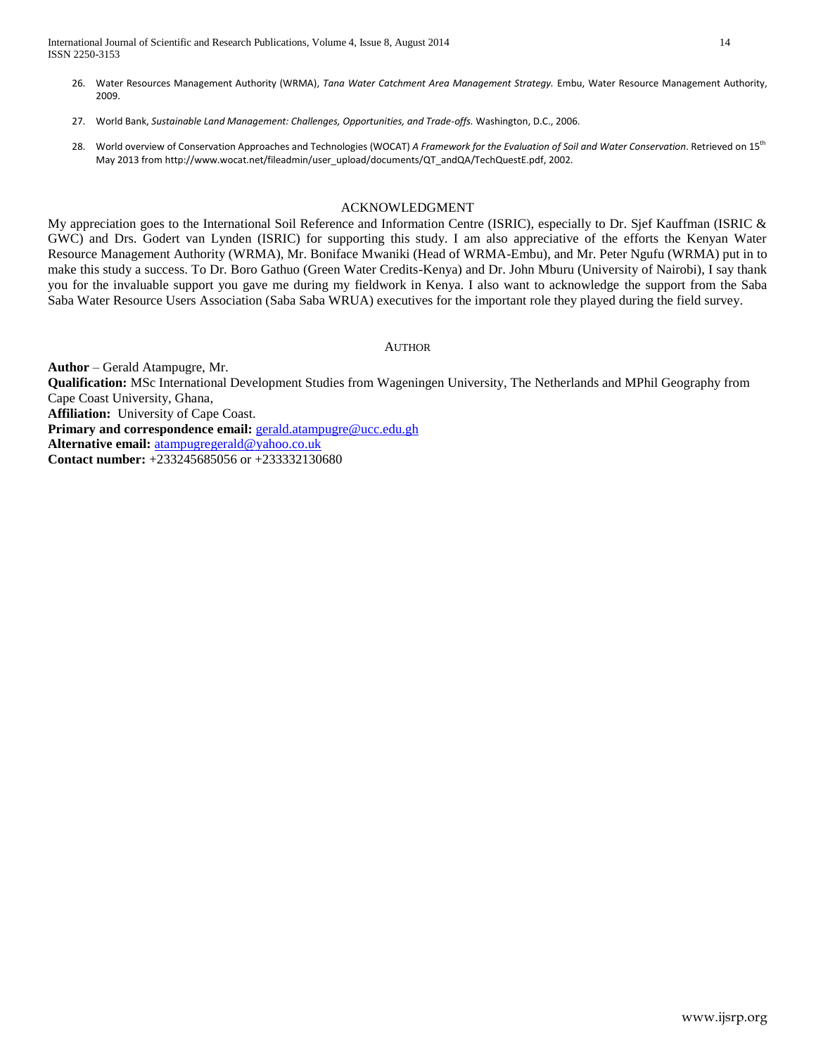26. Water Resources Management Authority (WRMA), *Tana Water Catchment Area Management Strategy.* Embu, Water Resource Management Authority, 2009.

27. World Bank, *Sustainable Land Management: Challenges, Opportunities, and Trade-offs.* Washington, D.C., 2006.

28. World overview of Conservation Approaches and Technologies (WOCAT) *A Framework for the Evaluation of Soil and Water Conservation*. Retrieved on 15th May 2013 from http://www.wocat.net/fileadmin/user_upload/documents/QT_andQA/TechQuestE.pdf, 2002.

## ACKNOWLEDGMENT

My appreciation goes to the International Soil Reference and Information Centre (ISRIC), especially to Dr. Sjef Kauffman (ISRIC & GWC) and Drs. Godert van Lynden (ISRIC) for supporting this study. I am also appreciative of the efforts the Kenyan Water Resource Management Authority (WRMA), Mr. Boniface Mwaniki (Head of WRMA-Embu), and Mr. Peter Ngufu (WRMA) put in to make this study a success. To Dr. Boro Gathuo (Green Water Credits-Kenya) and Dr. John Mburu (University of Nairobi), I say thank you for the invaluable support you gave me during my fieldwork in Kenya. I also want to acknowledge the support from the Saba Saba Water Resource Users Association (Saba Saba WRUA) executives for the important role they played during the field survey.

## AUTHOR

**Author** – Gerald Atampugre, Mr.
**Qualification:** MSc International Development Studies from Wageningen University, The Netherlands and MPhil Geography from Cape Coast University, Ghana,
**Affiliation:** University of Cape Coast.
**Primary and correspondence email:** gerald.atampugre@ucc.edu.gh
**Alternative email:** atampugregerald@yahoo.co.uk
**Contact number:** +233245685056 or +233332130680